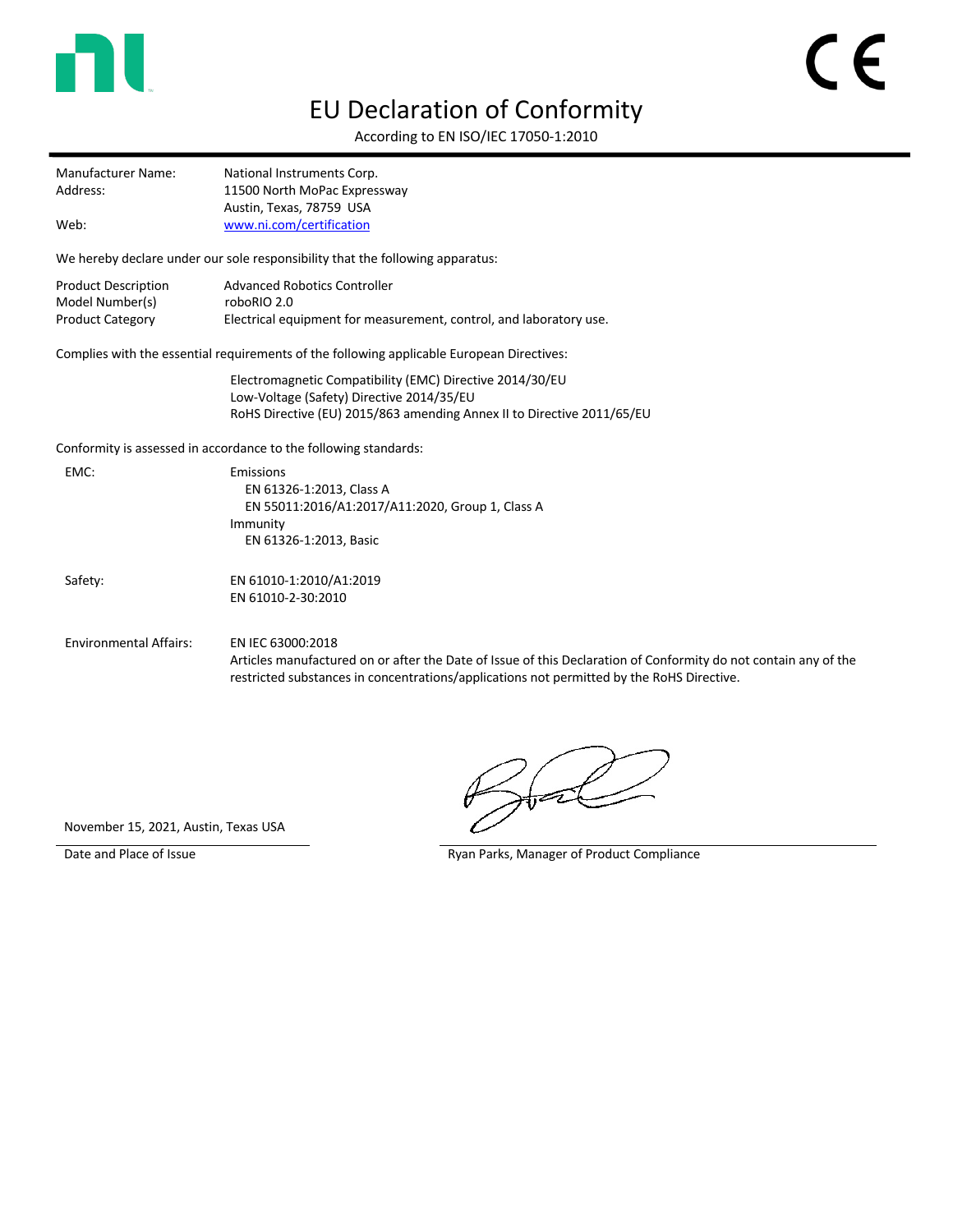# EU Declaration of Conformity

According to EN ISO/IEC 17050-1:2010

| | |
|---|---|
| Manufacturer Name: | National Instruments Corp. |
| Address: | 11500 North MoPac Expressway<br>Austin, Texas, 78759 USA |
| Web: | [www.ni.com/certification](http://www.ni.com/certification) |

We hereby declare under our sole responsibility that the following apparatus:

| | |
|---|---|
| Product Description | Advanced Robotics Controller |
| Model Number(s) | roboRIO 2.0 |
| Product Category | Electrical equipment for measurement, control, and laboratory use. |

Complies with the essential requirements of the following applicable European Directives:

- Electromagnetic Compatibility (EMC) Directive 2014/30/EU
- Low-Voltage (Safety) Directive 2014/35/EU
- RoHS Directive (EU) 2015/863 amending Annex II to Directive 2011/65/EU

Conformity is assessed in accordance to the following standards:

**EMC:**

- Emissions
  - EN 61326-1:2013, Class A
  - EN 55011:2016/A1:2017/A11:2020, Group 1, Class A
- Immunity
  - EN 61326-1:2013, Basic

**Safety:**

- EN 61010-1:2010/A1:2019
- EN 61010-2-30:2010

**Environmental Affairs:**

- EN IEC 63000:2018
- Articles manufactured on or after the Date of Issue of this Declaration of Conformity do not contain any of the restricted substances in concentrations/applications not permitted by the RoHS Directive.

November 15, 2021, Austin, Texas USA

Date and Place of Issue

Ryan Parks, Manager of Product Compliance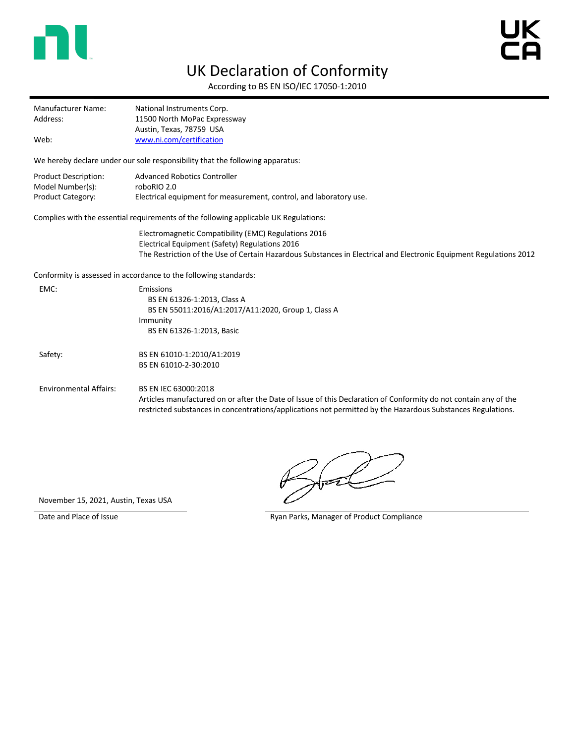UKCA

# UK Declaration of Conformity

According to BS EN ISO/IEC 17050-1:2010

| | |
|---|---|
| Manufacturer Name: | National Instruments Corp. |
| Address: | 11500 North MoPac Expressway<br>Austin, Texas, 78759 USA |
| Web: | www.ni.com/certification |

We hereby declare under our sole responsibility that the following apparatus:

| | |
|---|---|
| Product Description: | Advanced Robotics Controller |
| Model Number(s): | roboRIO 2.0 |
| Product Category: | Electrical equipment for measurement, control, and laboratory use. |

Complies with the essential requirements of the following applicable UK Regulations:

Electromagnetic Compatibility (EMC) Regulations 2016
Electrical Equipment (Safety) Regulations 2016
The Restriction of the Use of Certain Hazardous Substances in Electrical and Electronic Equipment Regulations 2012

Conformity is assessed in accordance to the following standards:

EMC:

Emissions
- BS EN 61326-1:2013, Class A
- BS EN 55011:2016/A1:2017/A11:2020, Group 1, Class A

Immunity
- BS EN 61326-1:2013, Basic

Safety:

BS EN 61010-1:2010/A1:2019
BS EN 61010-2-30:2010

Environmental Affairs:

BS EN IEC 63000:2018
Articles manufactured on or after the Date of Issue of this Declaration of Conformity do not contain any of the restricted substances in concentrations/applications not permitted by the Hazardous Substances Regulations.

November 15, 2021, Austin, Texas USA

Date and Place of Issue

Ryan Parks, Manager of Product Compliance